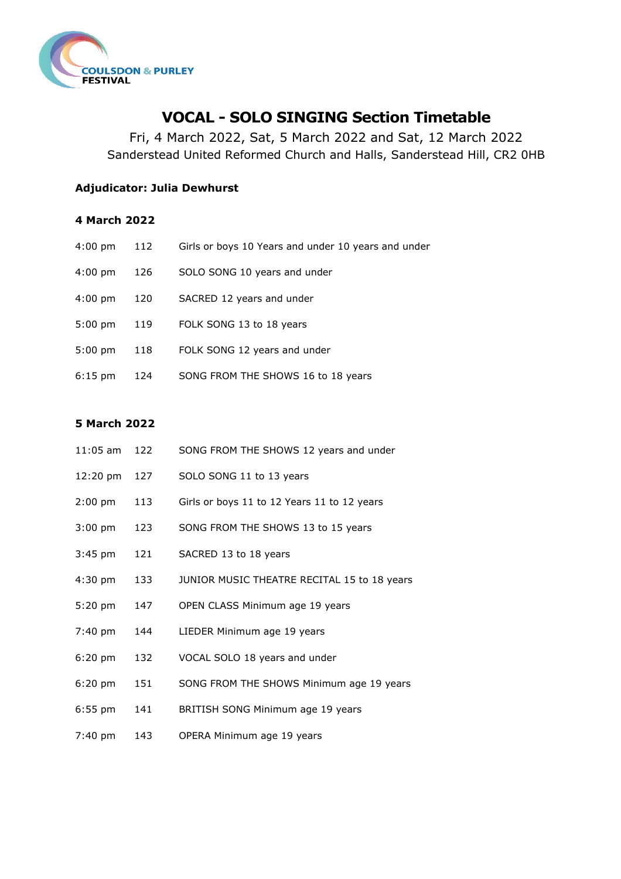COULSDON & PURLEY FESTIVAL

# VOCAL - SOLO SINGING Section Timetable

Fri, 4 March 2022, Sat, 5 March 2022 and Sat, 12 March 2022
Sanderstead United Reformed Church and Halls, Sanderstead Hill, CR2 0HB

**Adjudicator: Julia Dewhurst**

**4 March 2022**

| | | |
|---|---|---|
| 4:00 pm | 112 | Girls or boys 10 Years and under 10 years and under |
| 4:00 pm | 126 | SOLO SONG 10 years and under |
| 4:00 pm | 120 | SACRED 12 years and under |
| 5:00 pm | 119 | FOLK SONG 13 to 18 years |
| 5:00 pm | 118 | FOLK SONG 12 years and under |
| 6:15 pm | 124 | SONG FROM THE SHOWS 16 to 18 years |

**5 March 2022**

| | | |
|---|---|---|
| 11:05 am | 122 | SONG FROM THE SHOWS 12 years and under |
| 12:20 pm | 127 | SOLO SONG 11 to 13 years |
| 2:00 pm | 113 | Girls or boys 11 to 12 Years 11 to 12 years |
| 3:00 pm | 123 | SONG FROM THE SHOWS 13 to 15 years |
| 3:45 pm | 121 | SACRED 13 to 18 years |
| 4:30 pm | 133 | JUNIOR MUSIC THEATRE RECITAL 15 to 18 years |
| 5:20 pm | 147 | OPEN CLASS Minimum age 19 years |
| 7:40 pm | 144 | LIEDER Minimum age 19 years |
| 6:20 pm | 132 | VOCAL SOLO 18 years and under |
| 6:20 pm | 151 | SONG FROM THE SHOWS Minimum age 19 years |
| 6:55 pm | 141 | BRITISH SONG Minimum age 19 years |
| 7:40 pm | 143 | OPERA Minimum age 19 years |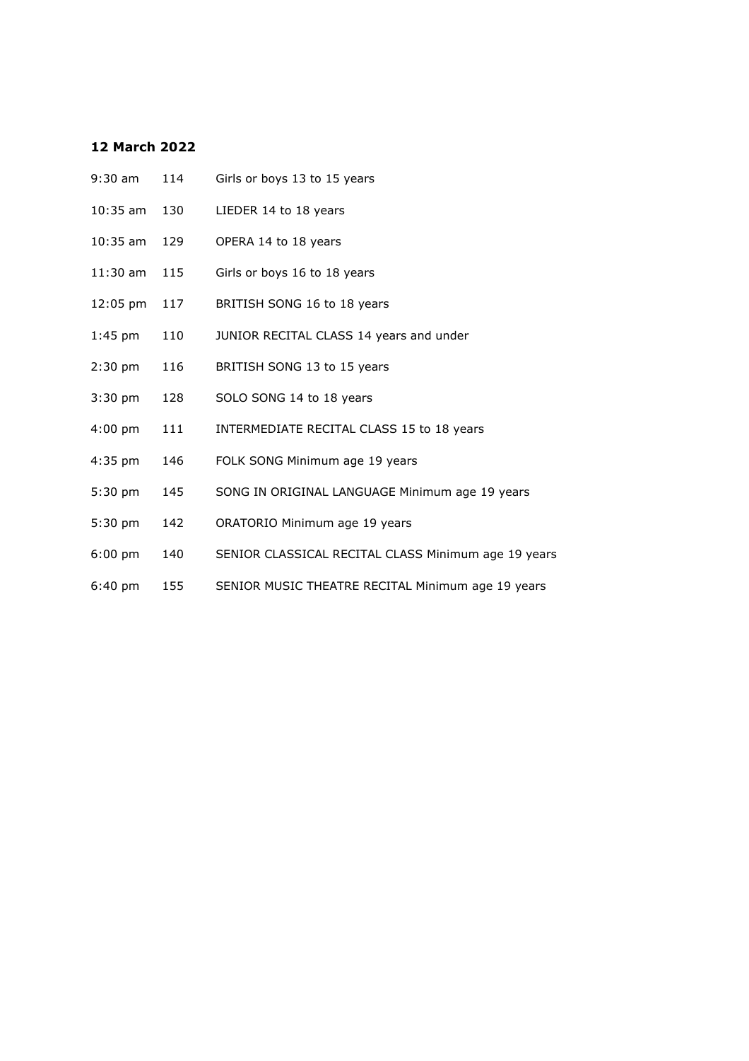**12 March 2022**

| | | |
|---|---|---|
| 9:30 am | 114 | Girls or boys 13 to 15 years |
| 10:35 am | 130 | LIEDER 14 to 18 years |
| 10:35 am | 129 | OPERA 14 to 18 years |
| 11:30 am | 115 | Girls or boys 16 to 18 years |
| 12:05 pm | 117 | BRITISH SONG 16 to 18 years |
| 1:45 pm | 110 | JUNIOR RECITAL CLASS 14 years and under |
| 2:30 pm | 116 | BRITISH SONG 13 to 15 years |
| 3:30 pm | 128 | SOLO SONG 14 to 18 years |
| 4:00 pm | 111 | INTERMEDIATE RECITAL CLASS 15 to 18 years |
| 4:35 pm | 146 | FOLK SONG Minimum age 19 years |
| 5:30 pm | 145 | SONG IN ORIGINAL LANGUAGE Minimum age 19 years |
| 5:30 pm | 142 | ORATORIO Minimum age 19 years |
| 6:00 pm | 140 | SENIOR CLASSICAL RECITAL CLASS Minimum age 19 years |
| 6:40 pm | 155 | SENIOR MUSIC THEATRE RECITAL Minimum age 19 years |